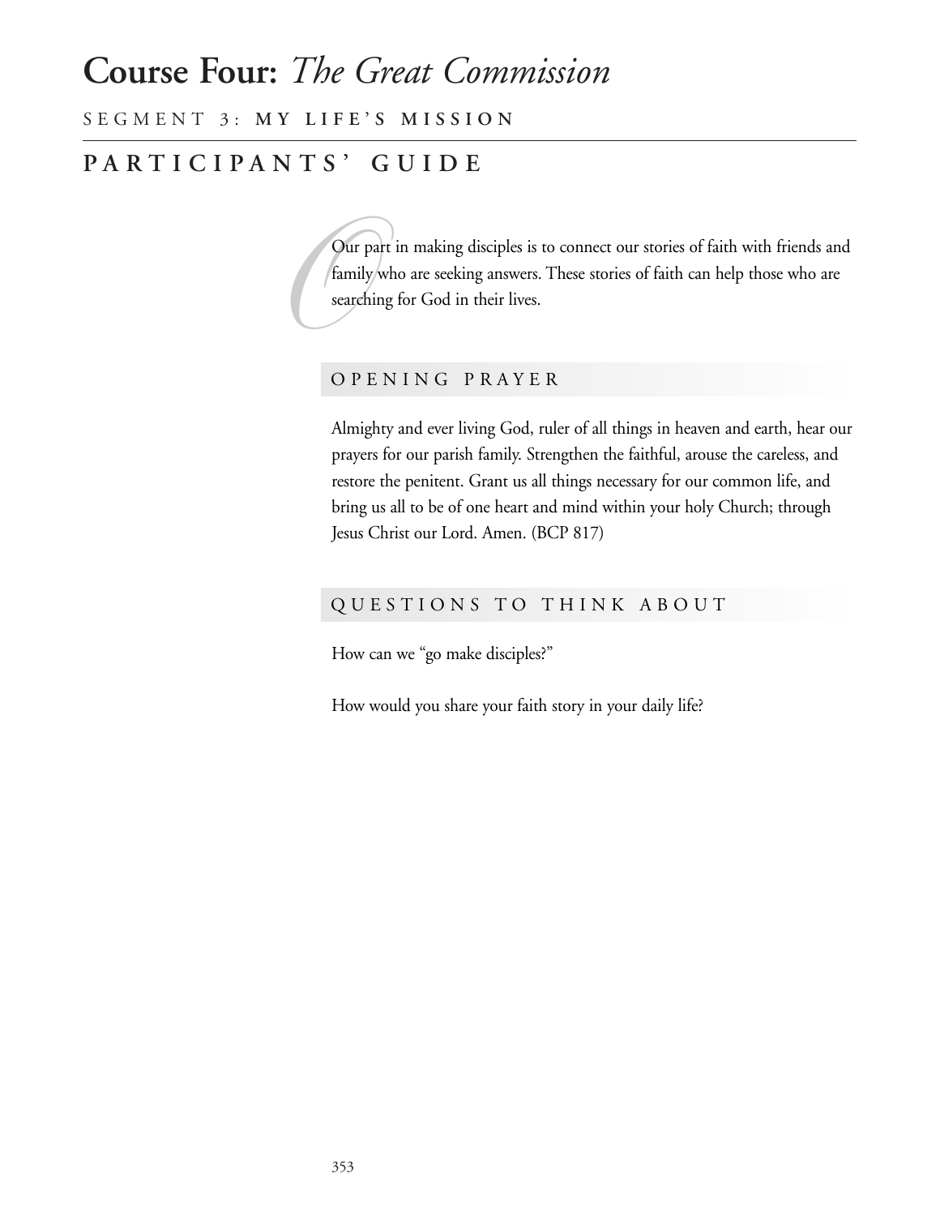# Course Four: *The Great Commission*

SEGMENT 3: **MY LIFE'S MISSION**

## PARTICIPANTS' GUIDE

Our part in making disciples is to connect our stories of faith with friends and family who are seeking answers. These stories of faith can help those who are searching for God in their lives.

### OPENING PRAYER

Almighty and ever living God, ruler of all things in heaven and earth, hear our prayers for our parish family. Strengthen the faithful, arouse the careless, and restore the penitent. Grant us all things necessary for our common life, and bring us all to be of one heart and mind within your holy Church; through Jesus Christ our Lord. Amen. (BCP 817)

### QUESTIONS TO THINK ABOUT

How can we "go make disciples?"

How would you share your faith story in your daily life?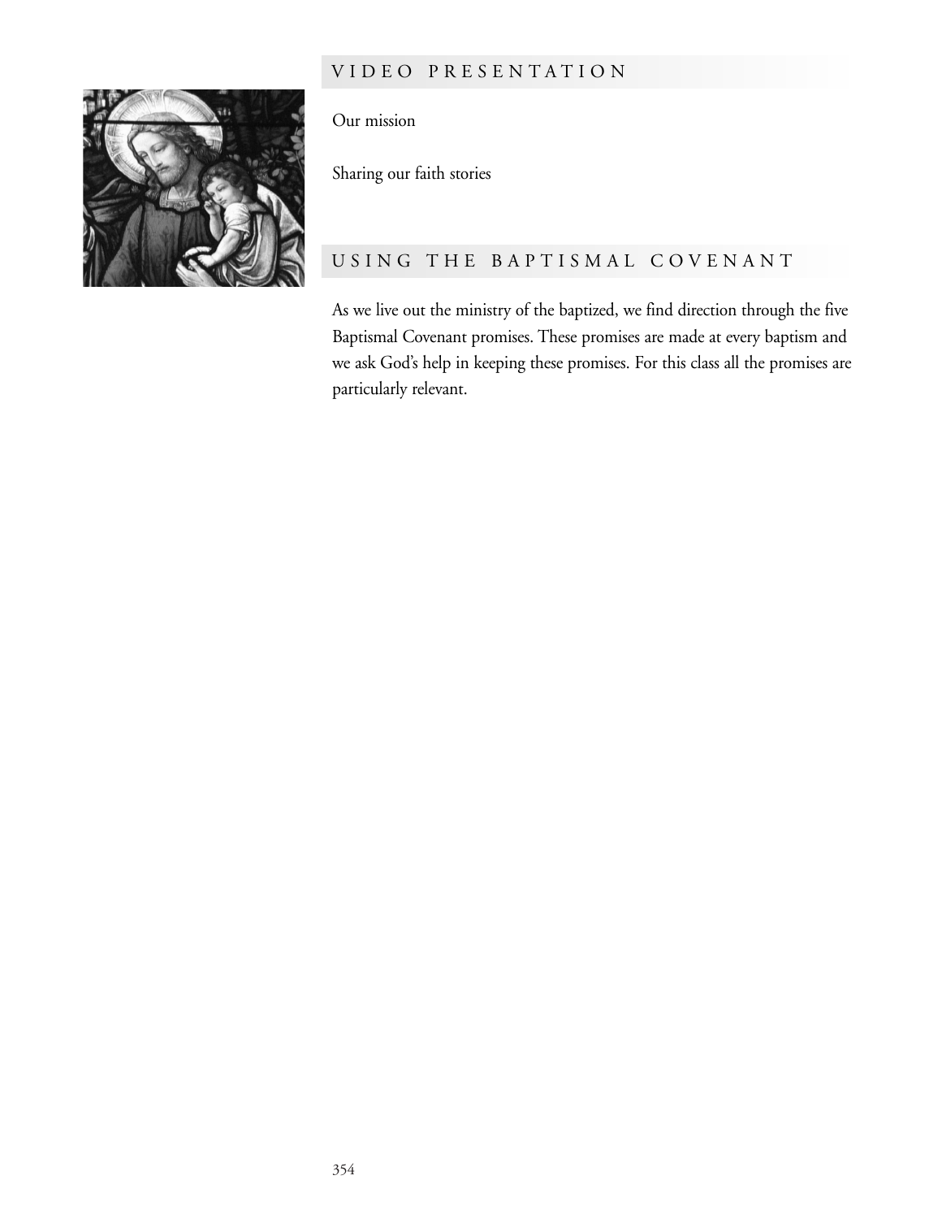## VIDEO PRESENTATION

Our mission

Sharing our faith stories

## USING THE BAPTISMAL COVENANT

As we live out the ministry of the baptized, we find direction through the five Baptismal Covenant promises. These promises are made at every baptism and we ask God's help in keeping these promises. For this class all the promises are particularly relevant.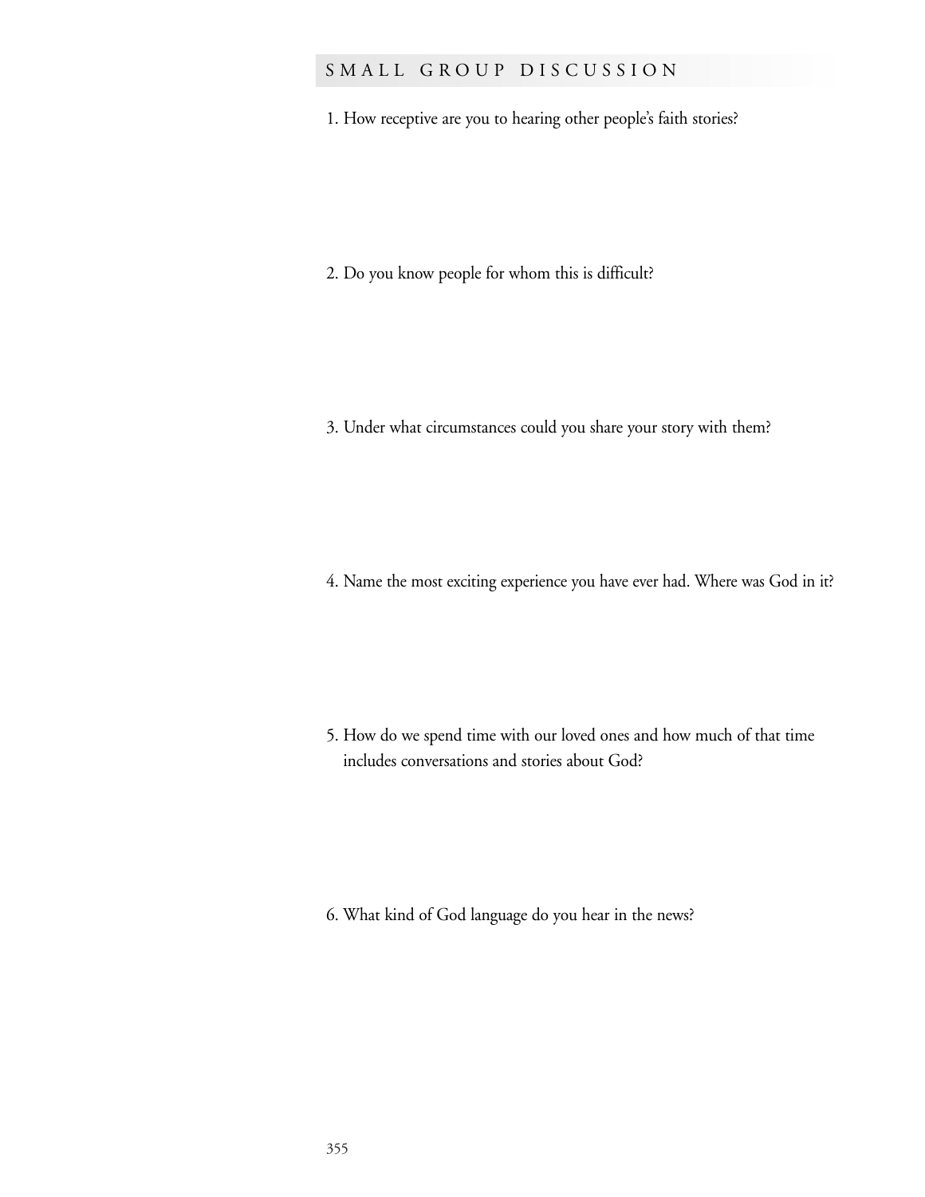## SMALL GROUP DISCUSSION

1. How receptive are you to hearing other people's faith stories?

2. Do you know people for whom this is difficult?

3. Under what circumstances could you share your story with them?

4. Name the most exciting experience you have ever had. Where was God in it?

5. How do we spend time with our loved ones and how much of that time includes conversations and stories about God?

6. What kind of God language do you hear in the news?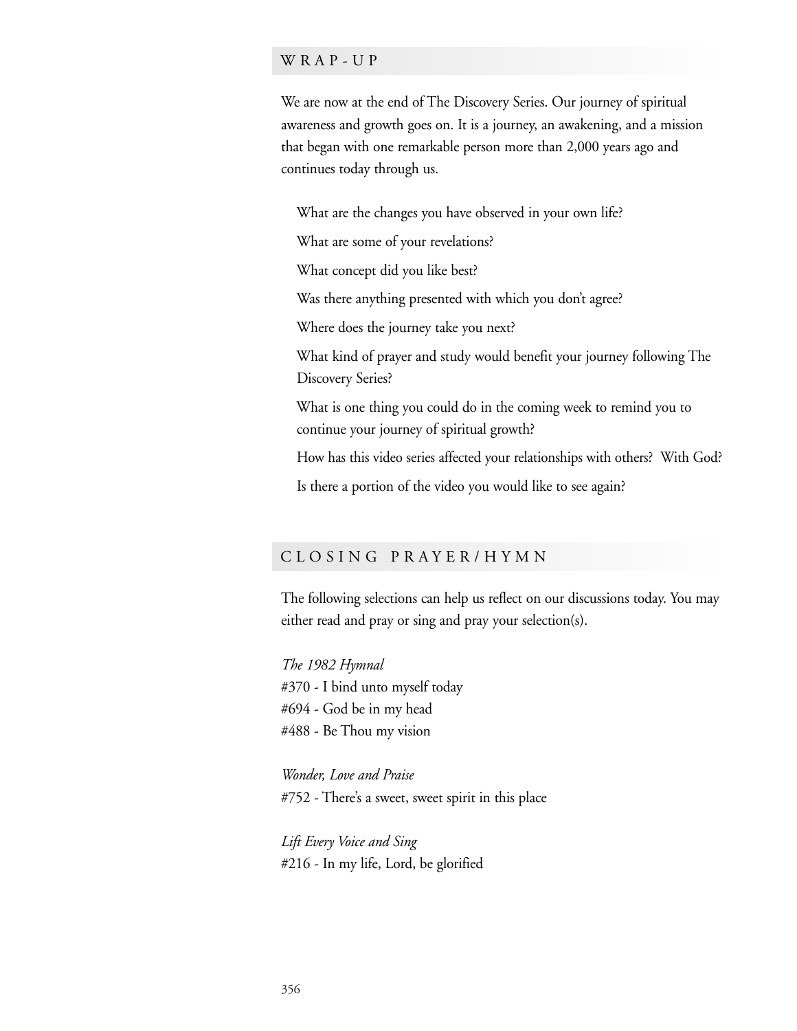## WRAP-UP

We are now at the end of The Discovery Series. Our journey of spiritual awareness and growth goes on. It is a journey, an awakening, and a mission that began with one remarkable person more than 2,000 years ago and continues today through us.

What are the changes you have observed in your own life?

What are some of your revelations?

What concept did you like best?

Was there anything presented with which you don't agree?

Where does the journey take you next?

What kind of prayer and study would benefit your journey following The Discovery Series?

What is one thing you could do in the coming week to remind you to continue your journey of spiritual growth?

How has this video series affected your relationships with others? With God?

Is there a portion of the video you would like to see again?

## CLOSING PRAYER/HYMN

The following selections can help us reflect on our discussions today. You may either read and pray or sing and pray your selection(s).

*The 1982 Hymnal*
#370 - I bind unto myself today
#694 - God be in my head
#488 - Be Thou my vision

*Wonder, Love and Praise*
#752 - There's a sweet, sweet spirit in this place

*Lift Every Voice and Sing*
#216 - In my life, Lord, be glorified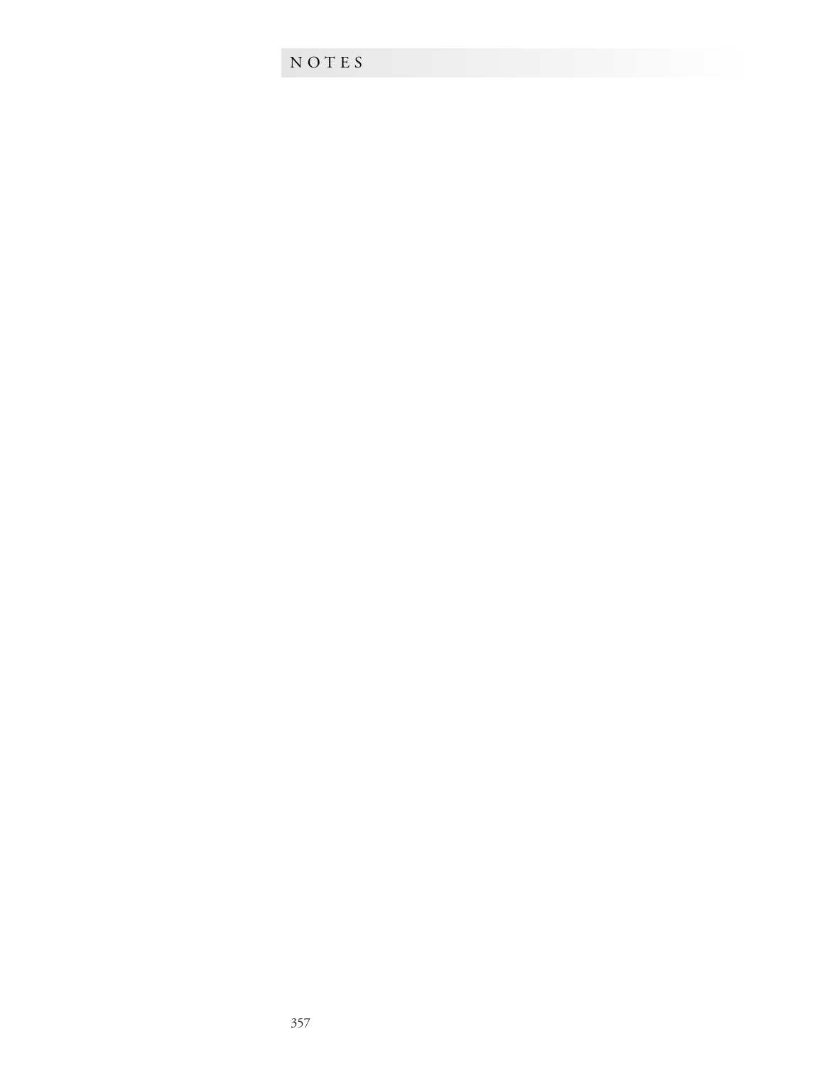# NOTES